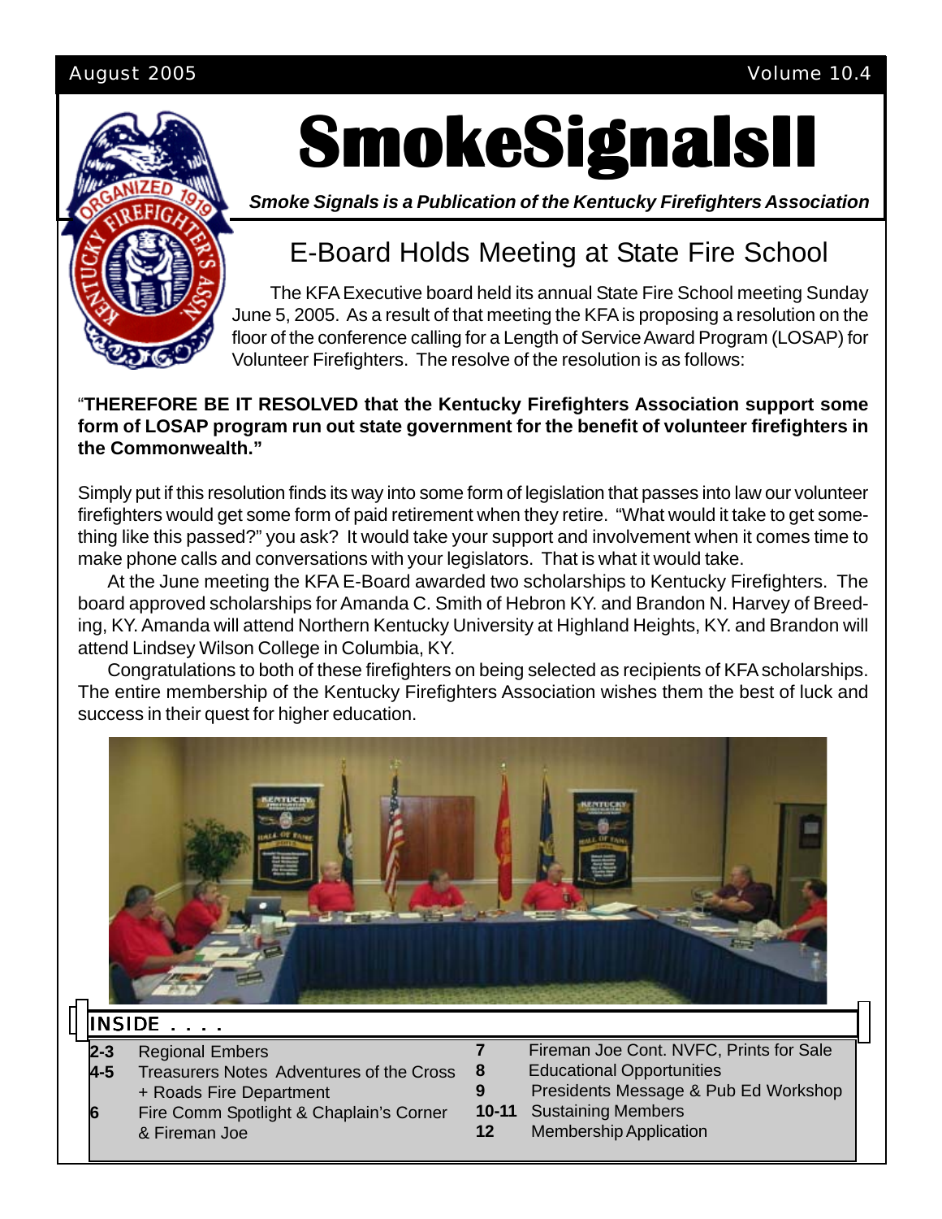# SmokeSignalsII

*Smoke Signals is a Publication of the Kentucky Firefighters Association*

## E-Board Holds Meeting at State Fire School

The KFA Executive board held its annual State Fire School meeting Sunday June 5, 2005. As a result of that meeting the KFA is proposing a resolution on the floor of the conference calling for a Length of Service Award Program (LOSAP) for Volunteer Firefighters. The resolve of the resolution is as follows:

"**THEREFORE BE IT RESOLVED that the Kentucky Firefighters Association support some form of LOSAP program run out state government for the benefit of volunteer firefighters in the Commonwealth."**

Simply put if this resolution finds its way into some form of legislation that passes into law our volunteer firefighters would get some form of paid retirement when they retire. "What would it take to get something like this passed?" you ask? It would take your support and involvement when it comes time to make phone calls and conversations with your legislators. That is what it would take.

At the June meeting the KFA E-Board awarded two scholarships to Kentucky Firefighters. The board approved scholarships for Amanda C. Smith of Hebron KY. and Brandon N. Harvey of Breeding, KY. Amanda will attend Northern Kentucky University at Highland Heights, KY. and Brandon will attend Lindsey Wilson College in Columbia, KY.

Congratulations to both of these firefighters on being selected as recipients of KFA scholarships. The entire membership of the Kentucky Firefighters Association wishes them the best of luck and success in their quest for higher education.

## INSIDE . . . .

| Page | Contents |
|---|---|
| **2-3** | Regional Embers |
| **4-5** | Treasurers Notes Adventures of the Cross + Roads Fire Department |
| **6** | Fire Comm Spotlight & Chaplain's Corner & Fireman Joe |
| **7** | Fireman Joe Cont. NVFC, Prints for Sale |
| **8** | Educational Opportunities |
| **9** | Presidents Message & Pub Ed Workshop |
| **10-11** | Sustaining Members |
| **12** | Membership Application |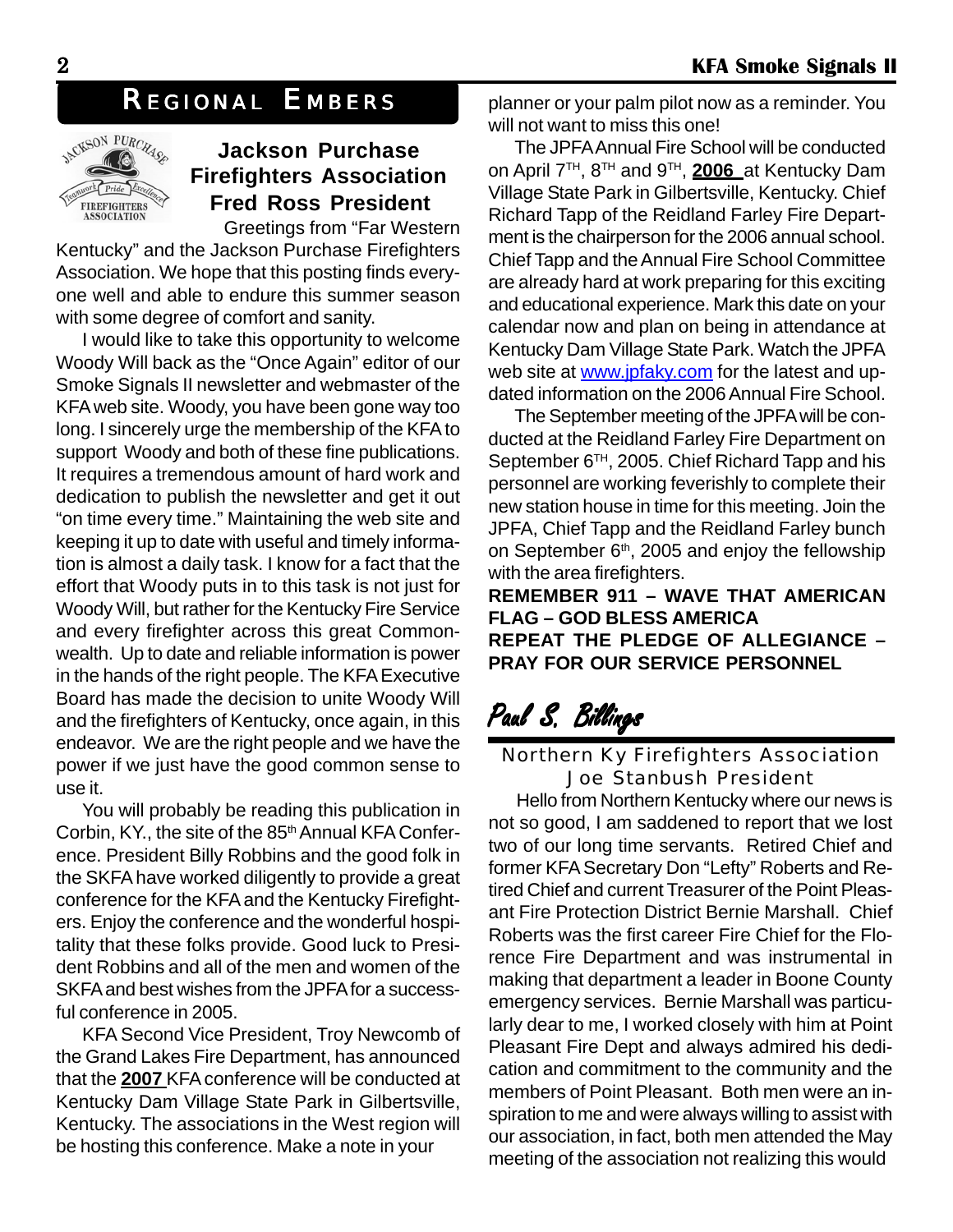## REGIONAL EMBERS

### Jackson Purchase Firefighters Association
### Fred Ross President

Greetings from "Far Western Kentucky" and the Jackson Purchase Firefighters Association. We hope that this posting finds everyone well and able to endure this summer season with some degree of comfort and sanity.

I would like to take this opportunity to welcome Woody Will back as the "Once Again" editor of our Smoke Signals II newsletter and webmaster of the KFA web site. Woody, you have been gone way too long. I sincerely urge the membership of the KFA to support Woody and both of these fine publications. It requires a tremendous amount of hard work and dedication to publish the newsletter and get it out "on time every time." Maintaining the web site and keeping it up to date with useful and timely information is almost a daily task. I know for a fact that the effort that Woody puts in to this task is not just for Woody Will, but rather for the Kentucky Fire Service and every firefighter across this great Commonwealth. Up to date and reliable information is power in the hands of the right people. The KFA Executive Board has made the decision to unite Woody Will and the firefighters of Kentucky, once again, in this endeavor. We are the right people and we have the power if we just have the good common sense to use it.

You will probably be reading this publication in Corbin, KY., the site of the 85th Annual KFA Conference. President Billy Robbins and the good folk in the SKFA have worked diligently to provide a great conference for the KFA and the Kentucky Firefighters. Enjoy the conference and the wonderful hospitality that these folks provide. Good luck to President Robbins and all of the men and women of the SKFA and best wishes from the JPFA for a successful conference in 2005.

KFA Second Vice President, Troy Newcomb of the Grand Lakes Fire Department, has announced that the **2007** KFA conference will be conducted at Kentucky Dam Village State Park in Gilbertsville, Kentucky. The associations in the West region will be hosting this conference. Make a note in your planner or your palm pilot now as a reminder. You will not want to miss this one!

The JPFA Annual Fire School will be conducted on April 7TH, 8TH and 9TH, **2006** at Kentucky Dam Village State Park in Gilbertsville, Kentucky. Chief Richard Tapp of the Reidland Farley Fire Department is the chairperson for the 2006 annual school. Chief Tapp and the Annual Fire School Committee are already hard at work preparing for this exciting and educational experience. Mark this date on your calendar now and plan on being in attendance at Kentucky Dam Village State Park. Watch the JPFA web site at www.jpfaky.com for the latest and updated information on the 2006 Annual Fire School.

The September meeting of the JPFA will be conducted at the Reidland Farley Fire Department on September 6TH, 2005. Chief Richard Tapp and his personnel are working feverishly to complete their new station house in time for this meeting. Join the JPFA, Chief Tapp and the Reidland Farley bunch on September 6th, 2005 and enjoy the fellowship with the area firefighters.

**REMEMBER 911 – WAVE THAT AMERICAN FLAG – GOD BLESS AMERICA**
**REPEAT THE PLEDGE OF ALLEGIANCE – PRAY FOR OUR SERVICE PERSONNEL**

*Paul S. Billings*

### Northern Ky Firefighters Association
### Joe Stanbush President

Hello from Northern Kentucky where our news is not so good, I am saddened to report that we lost two of our long time servants. Retired Chief and former KFA Secretary Don "Lefty" Roberts and Retired Chief and current Treasurer of the Point Pleasant Fire Protection District Bernie Marshall. Chief Roberts was the first career Fire Chief for the Florence Fire Department and was instrumental in making that department a leader in Boone County emergency services. Bernie Marshall was particularly dear to me, I worked closely with him at Point Pleasant Fire Dept and always admired his dedication and commitment to the community and the members of Point Pleasant. Both men were an inspiration to me and were always willing to assist with our association, in fact, both men attended the May meeting of the association not realizing this would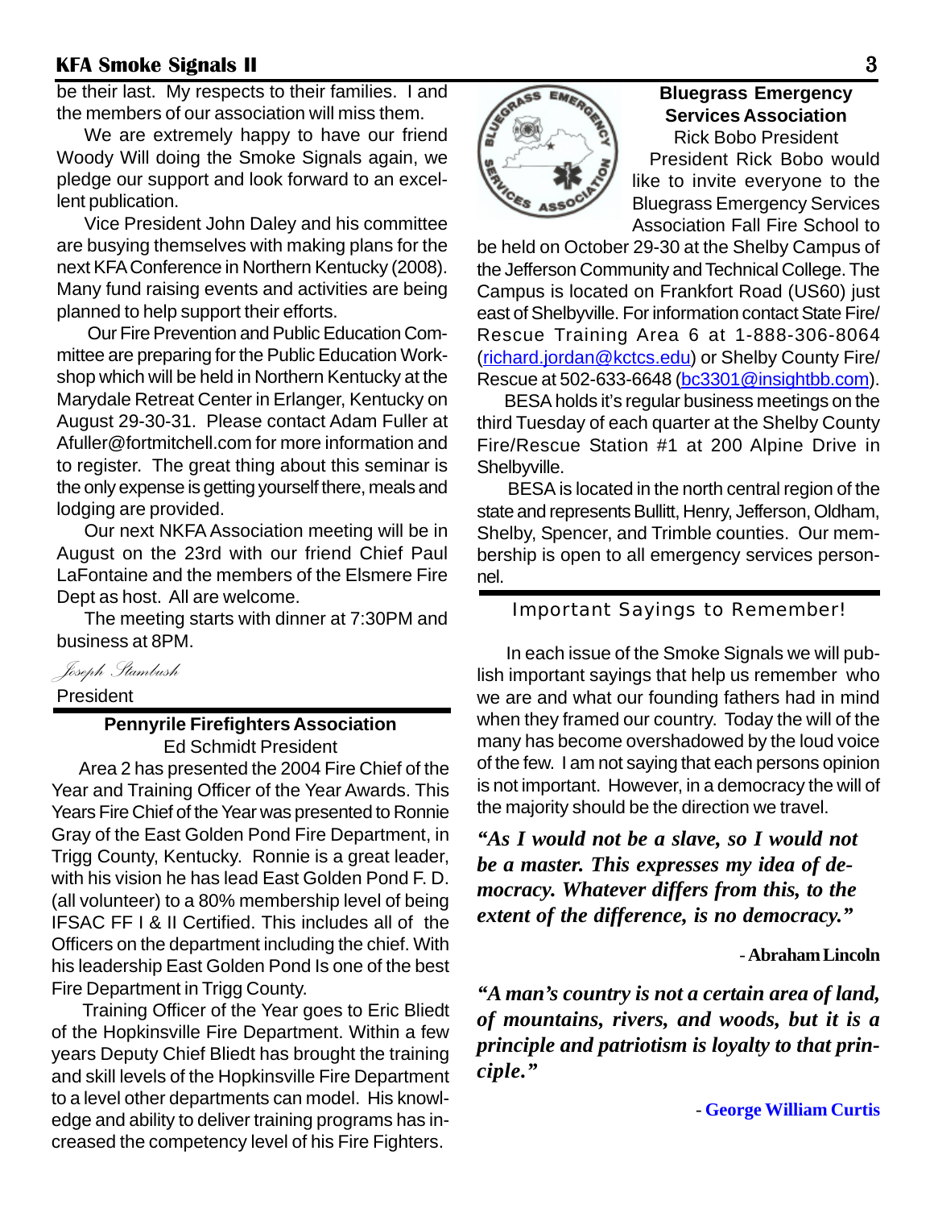be their last. My respects to their families. I and the members of our association will miss them.

We are extremely happy to have our friend Woody Will doing the Smoke Signals again, we pledge our support and look forward to an excellent publication.

Vice President John Daley and his committee are busying themselves with making plans for the next KFA Conference in Northern Kentucky (2008). Many fund raising events and activities are being planned to help support their efforts.

Our Fire Prevention and Public Education Committee are preparing for the Public Education Workshop which will be held in Northern Kentucky at the Marydale Retreat Center in Erlanger, Kentucky on August 29-30-31. Please contact Adam Fuller at Afuller@fortmitchell.com for more information and to register. The great thing about this seminar is the only expense is getting yourself there, meals and lodging are provided.

Our next NKFA Association meeting will be in August on the 23rd with our friend Chief Paul LaFontaine and the members of the Elsmere Fire Dept as host. All are welcome.

The meeting starts with dinner at 7:30PM and business at 8PM.

*Joseph Stambush*

President

---

### Pennyrile Firefighters Association

Ed Schmidt President

Area 2 has presented the 2004 Fire Chief of the Year and Training Officer of the Year Awards. This Years Fire Chief of the Year was presented to Ronnie Gray of the East Golden Pond Fire Department, in Trigg County, Kentucky. Ronnie is a great leader, with his vision he has lead East Golden Pond F. D. (all volunteer) to a 80% membership level of being IFSAC FF I & II Certified. This includes all of the Officers on the department including the chief. With his leadership East Golden Pond Is one of the best Fire Department in Trigg County.

Training Officer of the Year goes to Eric Bliedt of the Hopkinsville Fire Department. Within a few years Deputy Chief Bliedt has brought the training and skill levels of the Hopkinsville Fire Department to a level other departments can model. His knowledge and ability to deliver training programs has increased the competency level of his Fire Fighters.

---

### Bluegrass Emergency Services Association

Rick Bobo President

President Rick Bobo would like to invite everyone to the Bluegrass Emergency Services Association Fall Fire School to be held on October 29-30 at the Shelby Campus of the Jefferson Community and Technical College. The Campus is located on Frankfort Road (US60) just east of Shelbyville. For information contact State Fire/Rescue Training Area 6 at 1-888-306-8064 (richard.jordan@kctcs.edu) or Shelby County Fire/Rescue at 502-633-6648 (bc3301@insightbb.com).

BESA holds it's regular business meetings on the third Tuesday of each quarter at the Shelby County Fire/Rescue Station #1 at 200 Alpine Drive in Shelbyville.

BESA is located in the north central region of the state and represents Bullitt, Henry, Jefferson, Oldham, Shelby, Spencer, and Trimble counties. Our membership is open to all emergency services personnel.

---

### Important Sayings to Remember!

In each issue of the Smoke Signals we will publish important sayings that help us remember who we are and what our founding fathers had in mind when they framed our country. Today the will of the many has become overshadowed by the loud voice of the few. I am not saying that each persons opinion is not important. However, in a democracy the will of the majority should be the direction we travel.

***"As I would not be a slave, so I would not be a master. This expresses my idea of democracy. Whatever differs from this, to the extent of the difference, is no democracy."***

**- Abraham Lincoln**

***"A man's country is not a certain area of land, of mountains, rivers, and woods, but it is a principle and patriotism is loyalty to that principle."***

**- George William Curtis**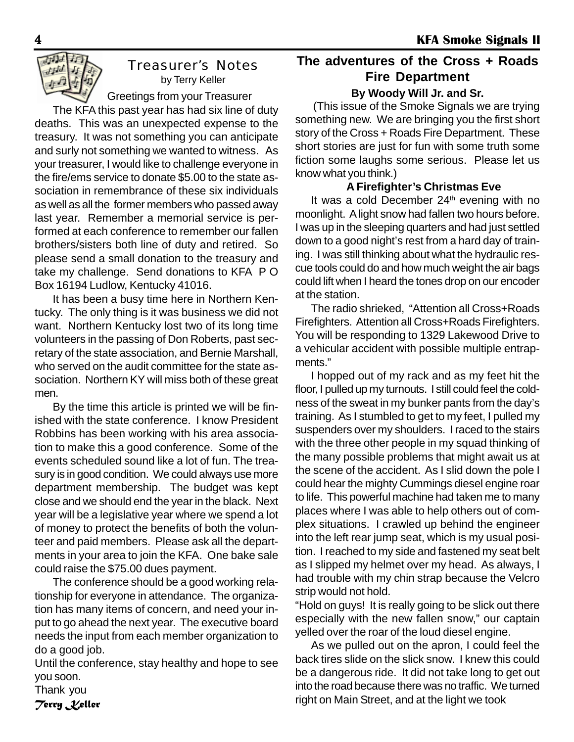## Treasurer's Notes

by Terry Keller

Greetings from your Treasurer

The KFA this past year has had six line of duty deaths. This was an unexpected expense to the treasury. It was not something you can anticipate and surly not something we wanted to witness. As your treasurer, I would like to challenge everyone in the fire/ems service to donate $5.00 to the state association in remembrance of these six individuals as well as all the former members who passed away last year. Remember a memorial service is performed at each conference to remember our fallen brothers/sisters both line of duty and retired. So please send a small donation to the treasury and take my challenge. Send donations to KFA P O Box 16194 Ludlow, Kentucky 41016.

It has been a busy time here in Northern Kentucky. The only thing is it was business we did not want. Northern Kentucky lost two of its long time volunteers in the passing of Don Roberts, past secretary of the state association, and Bernie Marshall, who served on the audit committee for the state association. Northern KY will miss both of these great men.

By the time this article is printed we will be finished with the state conference. I know President Robbins has been working with his area association to make this a good conference. Some of the events scheduled sound like a lot of fun. The treasury is in good condition. We could always use more department membership. The budget was kept close and we should end the year in the black. Next year will be a legislative year where we spend a lot of money to protect the benefits of both the volunteer and paid members. Please ask all the departments in your area to join the KFA. One bake sale could raise the $75.00 dues payment.

The conference should be a good working relationship for everyone in attendance. The organization has many items of concern, and need your input to go ahead the next year. The executive board needs the input from each member organization to do a good job.

Until the conference, stay healthy and hope to see you soon.

Thank you

*Terry Keller*

## The adventures of the Cross + Roads Fire Department

**By Woody Will Jr. and Sr.**

(This issue of the Smoke Signals we are trying something new. We are bringing you the first short story of the Cross + Roads Fire Department. These short stories are just for fun with some truth some fiction some laughs some serious. Please let us know what you think.)

### A Firefighter's Christmas Eve

It was a cold December 24th evening with no moonlight. A light snow had fallen two hours before. I was up in the sleeping quarters and had just settled down to a good night's rest from a hard day of training. I was still thinking about what the hydraulic rescue tools could do and how much weight the air bags could lift when I heard the tones drop on our encoder at the station.

The radio shrieked, "Attention all Cross+Roads Firefighters. Attention all Cross+Roads Firefighters. You will be responding to 1329 Lakewood Drive to a vehicular accident with possible multiple entrapments."

I hopped out of my rack and as my feet hit the floor, I pulled up my turnouts. I still could feel the coldness of the sweat in my bunker pants from the day's training. As I stumbled to get to my feet, I pulled my suspenders over my shoulders. I raced to the stairs with the three other people in my squad thinking of the many possible problems that might await us at the scene of the accident. As I slid down the pole I could hear the mighty Cummings diesel engine roar to life. This powerful machine had taken me to many places where I was able to help others out of complex situations. I crawled up behind the engineer into the left rear jump seat, which is my usual position. I reached to my side and fastened my seat belt as I slipped my helmet over my head. As always, I had trouble with my chin strap because the Velcro strip would not hold.

"Hold on guys! It is really going to be slick out there especially with the new fallen snow," our captain yelled over the roar of the loud diesel engine.

As we pulled out on the apron, I could feel the back tires slide on the slick snow. I knew this could be a dangerous ride. It did not take long to get out into the road because there was no traffic. We turned right on Main Street, and at the light we took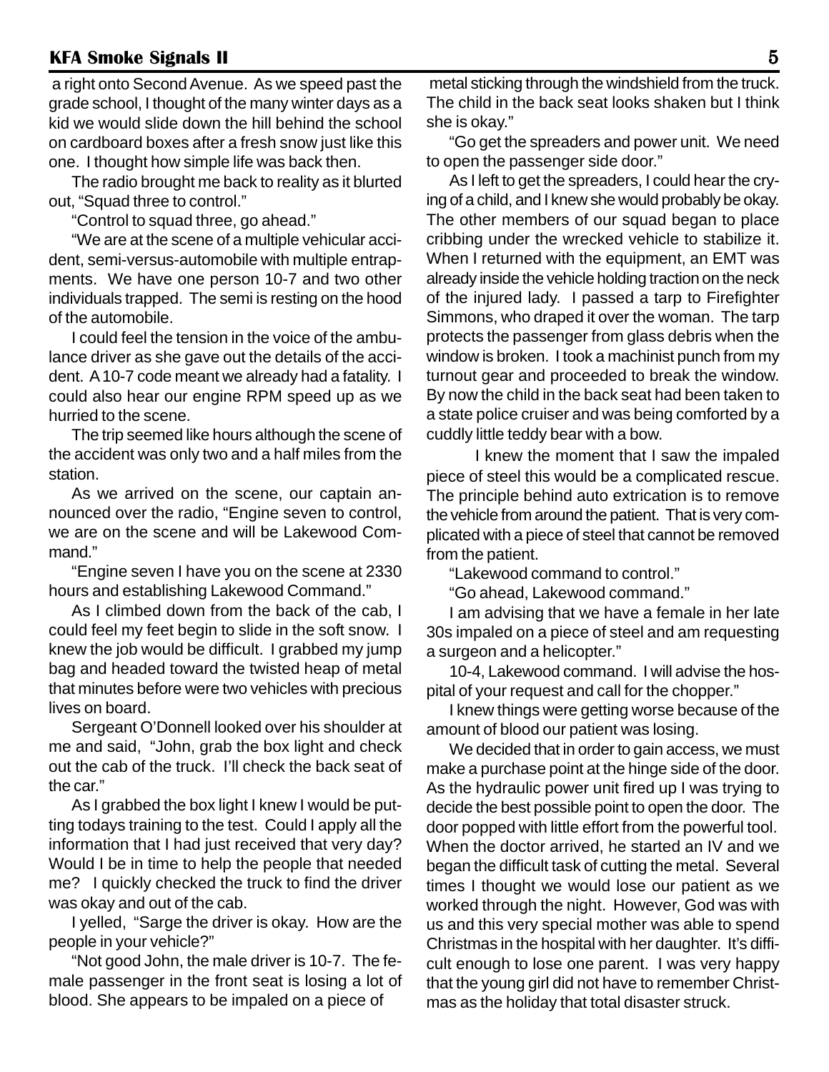a right onto Second Avenue. As we speed past the grade school, I thought of the many winter days as a kid we would slide down the hill behind the school on cardboard boxes after a fresh snow just like this one. I thought how simple life was back then.

The radio brought me back to reality as it blurted out, "Squad three to control."

"Control to squad three, go ahead."

"We are at the scene of a multiple vehicular accident, semi-versus-automobile with multiple entrapments. We have one person 10-7 and two other individuals trapped. The semi is resting on the hood of the automobile.

I could feel the tension in the voice of the ambulance driver as she gave out the details of the accident. A 10-7 code meant we already had a fatality. I could also hear our engine RPM speed up as we hurried to the scene.

The trip seemed like hours although the scene of the accident was only two and a half miles from the station.

As we arrived on the scene, our captain announced over the radio, "Engine seven to control, we are on the scene and will be Lakewood Command."

"Engine seven I have you on the scene at 2330 hours and establishing Lakewood Command."

As I climbed down from the back of the cab, I could feel my feet begin to slide in the soft snow. I knew the job would be difficult. I grabbed my jump bag and headed toward the twisted heap of metal that minutes before were two vehicles with precious lives on board.

Sergeant O'Donnell looked over his shoulder at me and said, "John, grab the box light and check out the cab of the truck. I'll check the back seat of the car."

As I grabbed the box light I knew I would be putting todays training to the test. Could I apply all the information that I had just received that very day? Would I be in time to help the people that needed me? I quickly checked the truck to find the driver was okay and out of the cab.

I yelled, "Sarge the driver is okay. How are the people in your vehicle?"

"Not good John, the male driver is 10-7. The female passenger in the front seat is losing a lot of blood. She appears to be impaled on a piece of metal sticking through the windshield from the truck. The child in the back seat looks shaken but I think she is okay."

"Go get the spreaders and power unit. We need to open the passenger side door."

As I left to get the spreaders, I could hear the crying of a child, and I knew she would probably be okay. The other members of our squad began to place cribbing under the wrecked vehicle to stabilize it. When I returned with the equipment, an EMT was already inside the vehicle holding traction on the neck of the injured lady. I passed a tarp to Firefighter Simmons, who draped it over the woman. The tarp protects the passenger from glass debris when the window is broken. I took a machinist punch from my turnout gear and proceeded to break the window. By now the child in the back seat had been taken to a state police cruiser and was being comforted by a cuddly little teddy bear with a bow.

I knew the moment that I saw the impaled piece of steel this would be a complicated rescue. The principle behind auto extrication is to remove the vehicle from around the patient. That is very complicated with a piece of steel that cannot be removed from the patient.

"Lakewood command to control."

"Go ahead, Lakewood command."

I am advising that we have a female in her late 30s impaled on a piece of steel and am requesting a surgeon and a helicopter."

10-4, Lakewood command. I will advise the hospital of your request and call for the chopper."

I knew things were getting worse because of the amount of blood our patient was losing.

We decided that in order to gain access, we must make a purchase point at the hinge side of the door. As the hydraulic power unit fired up I was trying to decide the best possible point to open the door. The door popped with little effort from the powerful tool. When the doctor arrived, he started an IV and we began the difficult task of cutting the metal. Several times I thought we would lose our patient as we worked through the night. However, God was with us and this very special mother was able to spend Christmas in the hospital with her daughter. It's difficult enough to lose one parent. I was very happy that the young girl did not have to remember Christmas as the holiday that total disaster struck.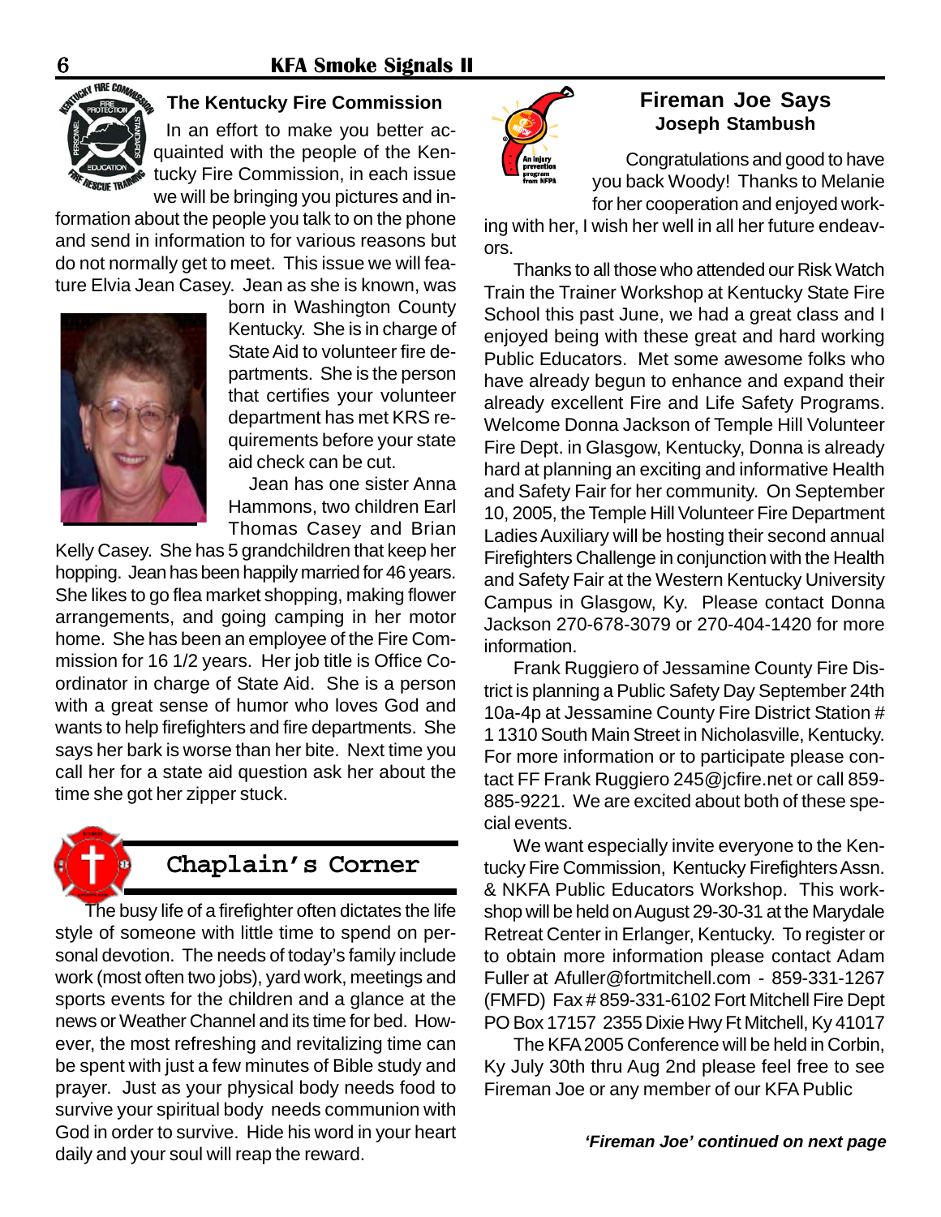## The Kentucky Fire Commission

In an effort to make you better acquainted with the people of the Kentucky Fire Commission, in each issue we will be bringing you pictures and information about the people you talk to on the phone and send in information to for various reasons but do not normally get to meet. This issue we will feature Elvia Jean Casey. Jean as she is known, was born in Washington County Kentucky. She is in charge of State Aid to volunteer fire departments. She is the person that certifies your volunteer department has met KRS requirements before your state aid check can be cut.

Jean has one sister Anna Hammons, two children Earl Thomas Casey and Brian Kelly Casey. She has 5 grandchildren that keep her hopping. Jean has been happily married for 46 years. She likes to go flea market shopping, making flower arrangements, and going camping in her motor home. She has been an employee of the Fire Commission for 16 1/2 years. Her job title is Office Coordinator in charge of State Aid. She is a person with a great sense of humor who loves God and wants to help firefighters and fire departments. She says her bark is worse than her bite. Next time you call her for a state aid question ask her about the time she got her zipper stuck.

## Chaplain's Corner

The busy life of a firefighter often dictates the life style of someone with little time to spend on personal devotion. The needs of today's family include work (most often two jobs), yard work, meetings and sports events for the children and a glance at the news or Weather Channel and its time for bed. However, the most refreshing and revitalizing time can be spent with just a few minutes of Bible study and prayer. Just as your physical body needs food to survive your spiritual body needs communion with God in order to survive. Hide his word in your heart daily and your soul will reap the reward.

## Fireman Joe Says

### Joseph Stambush

An injury prevention program from NFPA

Congratulations and good to have you back Woody! Thanks to Melanie for her cooperation and enjoyed working with her, I wish her well in all her future endeavors.

Thanks to all those who attended our Risk Watch Train the Trainer Workshop at Kentucky State Fire School this past June, we had a great class and I enjoyed being with these great and hard working Public Educators. Met some awesome folks who have already begun to enhance and expand their already excellent Fire and Life Safety Programs. Welcome Donna Jackson of Temple Hill Volunteer Fire Dept. in Glasgow, Kentucky, Donna is already hard at planning an exciting and informative Health and Safety Fair for her community. On September 10, 2005, the Temple Hill Volunteer Fire Department Ladies Auxiliary will be hosting their second annual Firefighters Challenge in conjunction with the Health and Safety Fair at the Western Kentucky University Campus in Glasgow, Ky. Please contact Donna Jackson 270-678-3079 or 270-404-1420 for more information.

Frank Ruggiero of Jessamine County Fire District is planning a Public Safety Day September 24th 10a-4p at Jessamine County Fire District Station # 1 1310 South Main Street in Nicholasville, Kentucky. For more information or to participate please contact FF Frank Ruggiero 245@jcfire.net or call 859-885-9221. We are excited about both of these special events.

We want especially invite everyone to the Kentucky Fire Commission, Kentucky Firefighters Assn. & NKFA Public Educators Workshop. This workshop will be held on August 29-30-31 at the Marydale Retreat Center in Erlanger, Kentucky. To register or to obtain more information please contact Adam Fuller at Afuller@fortmitchell.com - 859-331-1267 (FMFD) Fax # 859-331-6102 Fort Mitchell Fire Dept PO Box 17157 2355 Dixie Hwy Ft Mitchell, Ky 41017

The KFA 2005 Conference will be held in Corbin, Ky July 30th thru Aug 2nd please feel free to see Fireman Joe or any member of our KFA Public

*'Fireman Joe' continued on next page*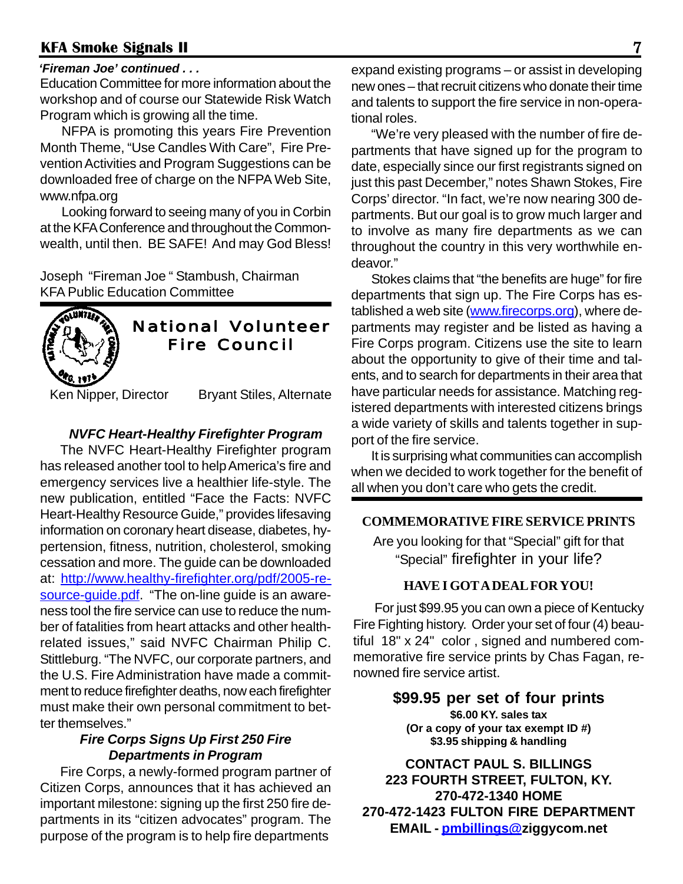*'Fireman Joe' continued . . .*

Education Committee for more information about the workshop and of course our Statewide Risk Watch Program which is growing all the time.

NFPA is promoting this years Fire Prevention Month Theme, "Use Candles With Care", Fire Prevention Activities and Program Suggestions can be downloaded free of charge on the NFPA Web Site, www.nfpa.org

Looking forward to seeing many of you in Corbin at the KFA Conference and throughout the Commonwealth, until then. BE SAFE! And may God Bless!

Joseph "Fireman Joe " Stambush, Chairman
KFA Public Education Committee

## National Volunteer Fire Council

Ken Nipper, Director    Bryant Stiles, Alternate

### *NVFC Heart-Healthy Firefighter Program*

The NVFC Heart-Healthy Firefighter program has released another tool to help America's fire and emergency services live a healthier life-style. The new publication, entitled "Face the Facts: NVFC Heart-Healthy Resource Guide," provides lifesaving information on coronary heart disease, diabetes, hypertension, fitness, nutrition, cholesterol, smoking cessation and more. The guide can be downloaded at: http://www.healthy-firefighter.org/pdf/2005-resource-guide.pdf. "The on-line guide is an awareness tool the fire service can use to reduce the number of fatalities from heart attacks and other health-related issues," said NVFC Chairman Philip C. Stittleburg. "The NVFC, our corporate partners, and the U.S. Fire Administration have made a commitment to reduce firefighter deaths, now each firefighter must make their own personal commitment to better themselves."

### *Fire Corps Signs Up First 250 Fire Departments in Program*

Fire Corps, a newly-formed program partner of Citizen Corps, announces that it has achieved an important milestone: signing up the first 250 fire departments in its "citizen advocates" program. The purpose of the program is to help fire departments expand existing programs – or assist in developing new ones – that recruit citizens who donate their time and talents to support the fire service in non-operational roles.

"We're very pleased with the number of fire departments that have signed up for the program to date, especially since our first registrants signed on just this past December," notes Shawn Stokes, Fire Corps' director. "In fact, we're now nearing 300 departments. But our goal is to grow much larger and to involve as many fire departments as we can throughout the country in this very worthwhile endeavor."

Stokes claims that "the benefits are huge" for fire departments that sign up. The Fire Corps has established a web site (www.firecorps.org), where departments may register and be listed as having a Fire Corps program. Citizens use the site to learn about the opportunity to give of their time and talents, and to search for departments in their area that have particular needs for assistance. Matching registered departments with interested citizens brings a wide variety of skills and talents together in support of the fire service.

It is surprising what communities can accomplish when we decided to work together for the benefit of all when you don't care who gets the credit.

---

**COMMEMORATIVE FIRE SERVICE PRINTS**

Are you looking for that "Special" gift for that "Special" firefighter in your life?

**HAVE I GOT A DEAL FOR YOU!**

For just $99.95 you can own a piece of Kentucky Fire Fighting history. Order your set of four (4) beautiful 18" x 24" color , signed and numbered commemorative fire service prints by Chas Fagan, renowned fire service artist.

**$99.95 per set of four prints**
**$6.00 KY. sales tax**
**(Or a copy of your tax exempt ID #)**
**$3.95 shipping & handling**

**CONTACT PAUL S. BILLINGS**
**223 FOURTH STREET, FULTON, KY.**
**270-472-1340 HOME**
**270-472-1423 FULTON FIRE DEPARTMENT**
**EMAIL - pmbillings@ziggycom.net**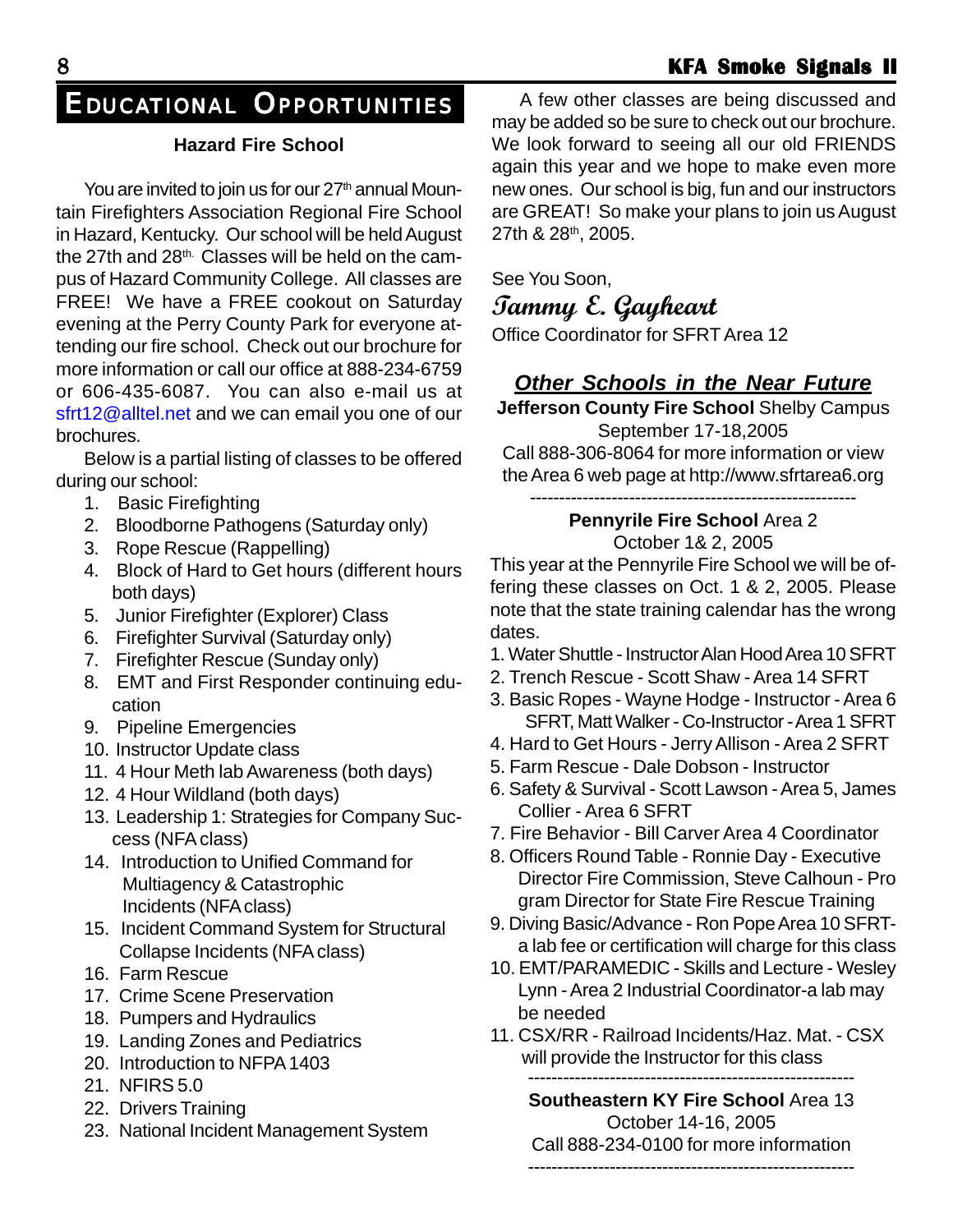# EDUCATIONAL OPPORTUNITIES

### Hazard Fire School

You are invited to join us for our 27th annual Mountain Firefighters Association Regional Fire School in Hazard, Kentucky. Our school will be held August the 27th and 28th. Classes will be held on the campus of Hazard Community College. All classes are FREE! We have a FREE cookout on Saturday evening at the Perry County Park for everyone attending our fire school. Check out our brochure for more information or call our office at 888-234-6759 or 606-435-6087. You can also e-mail us at sfrt12@alltel.net and we can email you one of our brochures.

Below is a partial listing of classes to be offered during our school:

1. Basic Firefighting
2. Bloodborne Pathogens (Saturday only)
3. Rope Rescue (Rappelling)
4. Block of Hard to Get hours (different hours both days)
5. Junior Firefighter (Explorer) Class
6. Firefighter Survival (Saturday only)
7. Firefighter Rescue (Sunday only)
8. EMT and First Responder continuing education
9. Pipeline Emergencies
10. Instructor Update class
11. 4 Hour Meth lab Awareness (both days)
12. 4 Hour Wildland (both days)
13. Leadership 1: Strategies for Company Success (NFA class)
14. Introduction to Unified Command for Multiagency & Catastrophic Incidents (NFA class)
15. Incident Command System for Structural Collapse Incidents (NFA class)
16. Farm Rescue
17. Crime Scene Preservation
18. Pumpers and Hydraulics
19. Landing Zones and Pediatrics
20. Introduction to NFPA 1403
21. NFIRS 5.0
22. Drivers Training
23. National Incident Management System

A few other classes are being discussed and may be added so be sure to check out our brochure. We look forward to seeing all our old FRIENDS again this year and we hope to make even more new ones. Our school is big, fun and our instructors are GREAT! So make your plans to join us August 27th & 28th, 2005.

See You Soon,

*Tammy E. Gayheart*

Office Coordinator for SFRT Area 12

## *Other Schools in the Near Future*

**Jefferson County Fire School** Shelby Campus
September 17-18,2005
Call 888-306-8064 for more information or view the Area 6 web page at http://www.sfrtarea6.org

---

**Pennyrile Fire School** Area 2
October 1& 2, 2005

This year at the Pennyrile Fire School we will be offering these classes on Oct. 1 & 2, 2005. Please note that the state training calendar has the wrong dates.

1. Water Shuttle - Instructor Alan Hood Area 10 SFRT
2. Trench Rescue - Scott Shaw - Area 14 SFRT
3. Basic Ropes - Wayne Hodge - Instructor - Area 6 SFRT, Matt Walker - Co-Instructor - Area 1 SFRT
4. Hard to Get Hours - Jerry Allison - Area 2 SFRT
5. Farm Rescue - Dale Dobson - Instructor
6. Safety & Survival - Scott Lawson - Area 5, James Collier - Area 6 SFRT
7. Fire Behavior - Bill Carver Area 4 Coordinator
8. Officers Round Table - Ronnie Day - Executive Director Fire Commission, Steve Calhoun - Program Director for State Fire Rescue Training
9. Diving Basic/Advance - Ron Pope Area 10 SFRT- a lab fee or certification will charge for this class
10. EMT/PARAMEDIC - Skills and Lecture - Wesley Lynn - Area 2 Industrial Coordinator-a lab may be needed
11. CSX/RR - Railroad Incidents/Haz. Mat. - CSX will provide the Instructor for this class

---

**Southeastern KY Fire School** Area 13
October 14-16, 2005
Call 888-234-0100 for more information

---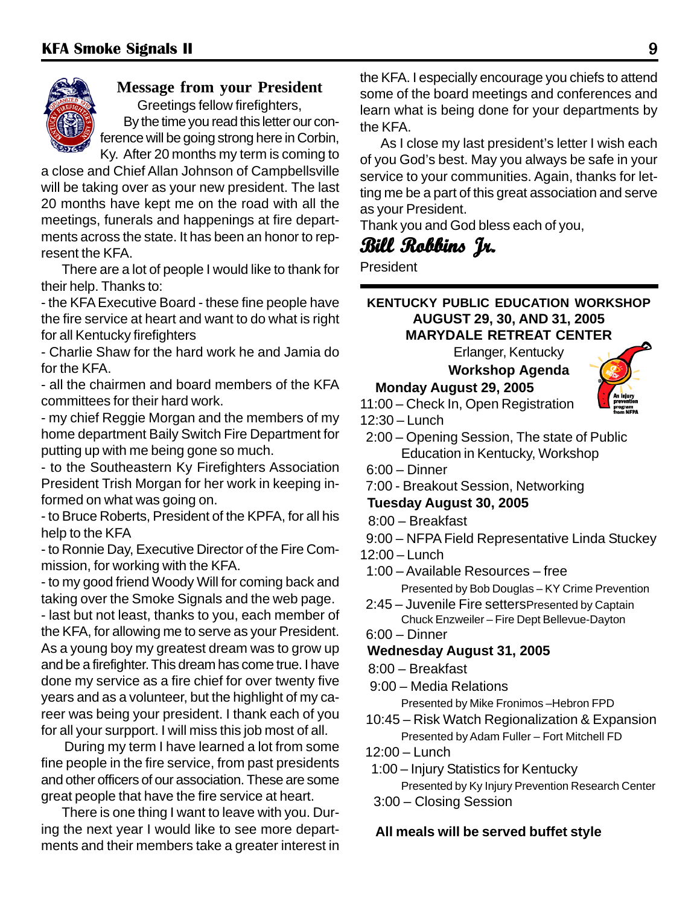## Message from your President

Greetings fellow firefighters,

By the time you read this letter our conference will be going strong here in Corbin, Ky. After 20 months my term is coming to a close and Chief Allan Johnson of Campbellsville will be taking over as your new president. The last 20 months have kept me on the road with all the meetings, funerals and happenings at fire departments across the state. It has been an honor to represent the KFA.

There are a lot of people I would like to thank for their help. Thanks to:

- the KFA Executive Board - these fine people have the fire service at heart and want to do what is right for all Kentucky firefighters
- Charlie Shaw for the hard work he and Jamia do for the KFA.
- all the chairmen and board members of the KFA committees for their hard work.
- my chief Reggie Morgan and the members of my home department Baily Switch Fire Department for putting up with me being gone so much.
- to the Southeastern Ky Firefighters Association President Trish Morgan for her work in keeping informed on what was going on.
- to Bruce Roberts, President of the KPFA, for all his help to the KFA
- to Ronnie Day, Executive Director of the Fire Commission, for working with the KFA.
- to my good friend Woody Will for coming back and taking over the Smoke Signals and the web page.
- last but not least, thanks to you, each member of the KFA, for allowing me to serve as your President. As a young boy my greatest dream was to grow up and be a firefighter. This dream has come true. I have done my service as a fire chief for over twenty five years and as a volunteer, but the highlight of my career was being your president. I thank each of you for all your surpport. I will miss this job most of all.

During my term I have learned a lot from some fine people in the fire service, from past presidents and other officers of our association. These are some great people that have the fire service at heart.

There is one thing I want to leave with you. During the next year I would like to see more departments and their members take a greater interest in the KFA. I especially encourage you chiefs to attend some of the board meetings and conferences and learn what is being done for your departments by the KFA.

As I close my last president's letter I wish each of you God's best. May you always be safe in your service to your communities. Again, thanks for letting me be a part of this great association and serve as your President.

Thank you and God bless each of you,

*Bill Robbins Jr.*

President

---

**KENTUCKY PUBLIC EDUCATION WORKSHOP**
**AUGUST 29, 30, AND 31, 2005**
**MARYDALE RETREAT CENTER**

Erlanger, Kentucky

**Workshop Agenda**

**Monday August 29, 2005**

11:00 – Check In, Open Registration
12:30 – Lunch
2:00 – Opening Session, The state of Public Education in Kentucky, Workshop
6:00 – Dinner
7:00 - Breakout Session, Networking

**Tuesday August 30, 2005**

8:00 – Breakfast
9:00 – NFPA Field Representative Linda Stuckey
12:00 – Lunch
1:00 – Available Resources – free
Presented by Bob Douglas – KY Crime Prevention
2:45 – Juvenile Fire setters Presented by Captain Chuck Enzweiler – Fire Dept Bellevue-Dayton
6:00 – Dinner

**Wednesday August 31, 2005**

8:00 – Breakfast
9:00 – Media Relations
Presented by Mike Fronimos –Hebron FPD
10:45 – Risk Watch Regionalization & Expansion
Presented by Adam Fuller – Fort Mitchell FD
12:00 – Lunch
1:00 – Injury Statistics for Kentucky
Presented by Ky Injury Prevention Research Center
3:00 – Closing Session

**All meals will be served buffet style**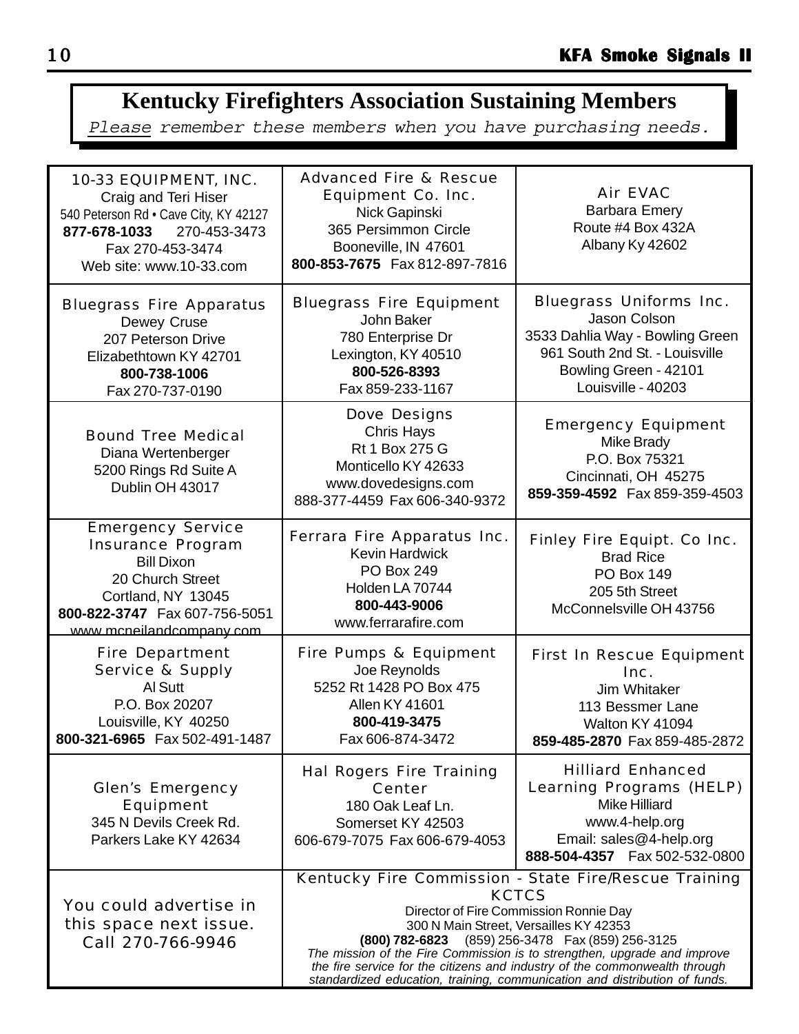# Kentucky Firefighters Association Sustaining Members

*Please remember these members when you have purchasing needs.*

| | | |
|---|---|---|
| 10-33 EQUIPMENT, INC.<br>Craig and Teri Hiser<br>540 Peterson Rd • Cave City, KY 42127<br>**877-678-1033** 270-453-3473<br>Fax 270-453-3474<br>Web site: www.10-33.com | Advanced Fire & Rescue Equipment Co. Inc.<br>Nick Gapinski<br>365 Persimmon Circle<br>Booneville, IN 47601<br>**800-853-7675** Fax 812-897-7816 | Air EVAC<br>Barbara Emery<br>Route #4 Box 432A<br>Albany Ky 42602 |
| Bluegrass Fire Apparatus<br>Dewey Cruse<br>207 Peterson Drive<br>Elizabethtown KY 42701<br>**800-738-1006**<br>Fax 270-737-0190 | Bluegrass Fire Equipment<br>John Baker<br>780 Enterprise Dr<br>Lexington, KY 40510<br>**800-526-8393**<br>Fax 859-233-1167 | Bluegrass Uniforms Inc.<br>Jason Colson<br>3533 Dahlia Way - Bowling Green<br>961 South 2nd St. - Louisville<br>Bowling Green - 42101<br>Louisville - 40203 |
| Bound Tree Medical<br>Diana Wertenberger<br>5200 Rings Rd Suite A<br>Dublin OH 43017 | Dove Designs<br>Chris Hays<br>Rt 1 Box 275 G<br>Monticello KY 42633<br>www.dovedesigns.com<br>888-377-4459 Fax 606-340-9372 | Emergency Equipment<br>Mike Brady<br>P.O. Box 75321<br>Cincinnati, OH 45275<br>**859-359-4592** Fax 859-359-4503 |
| Emergency Service Insurance Program<br>Bill Dixon<br>20 Church Street<br>Cortland, NY 13045<br>**800-822-3747** Fax 607-756-5051<br>www.mcneilandcompany.com | Ferrara Fire Apparatus Inc.<br>Kevin Hardwick<br>PO Box 249<br>Holden LA 70744<br>**800-443-9006**<br>www.ferrarafire.com | Finley Fire Equipt. Co Inc.<br>Brad Rice<br>PO Box 149<br>205 5th Street<br>McConnelsville OH 43756 |
| Fire Department Service & Supply<br>Al Sutt<br>P.O. Box 20207<br>Louisville, KY 40250<br>**800-321-6965** Fax 502-491-1487 | Fire Pumps & Equipment<br>Joe Reynolds<br>5252 Rt 1428 PO Box 475<br>Allen KY 41601<br>**800-419-3475**<br>Fax 606-874-3472 | First In Rescue Equipment Inc.<br>Jim Whitaker<br>113 Bessmer Lane<br>Walton KY 41094<br>**859-485-2870** Fax 859-485-2872 |
| Glen's Emergency Equipment<br>345 N Devils Creek Rd.<br>Parkers Lake KY 42634 | Hal Rogers Fire Training Center<br>180 Oak Leaf Ln.<br>Somerset KY 42503<br>606-679-7075 Fax 606-679-4053 | Hilliard Enhanced Learning Programs (HELP)<br>Mike Hilliard<br>www.4-help.org<br>Email: sales@4-help.org<br>**888-504-4357** Fax 502-532-0800 |
| You could advertise in this space next issue. Call 270-766-9946 | Kentucky Fire Commission - State Fire/Rescue Training KCTCS<br>Director of Fire Commission Ronnie Day<br>300 N Main Street, Versailles KY 42353<br>**(800) 782-6823** (859) 256-3478 Fax (859) 256-3125<br>*The mission of the Fire Commission is to strengthen, upgrade and improve the fire service for the citizens and industry of the commonwealth through standardized education, training, communication and distribution of funds.* | |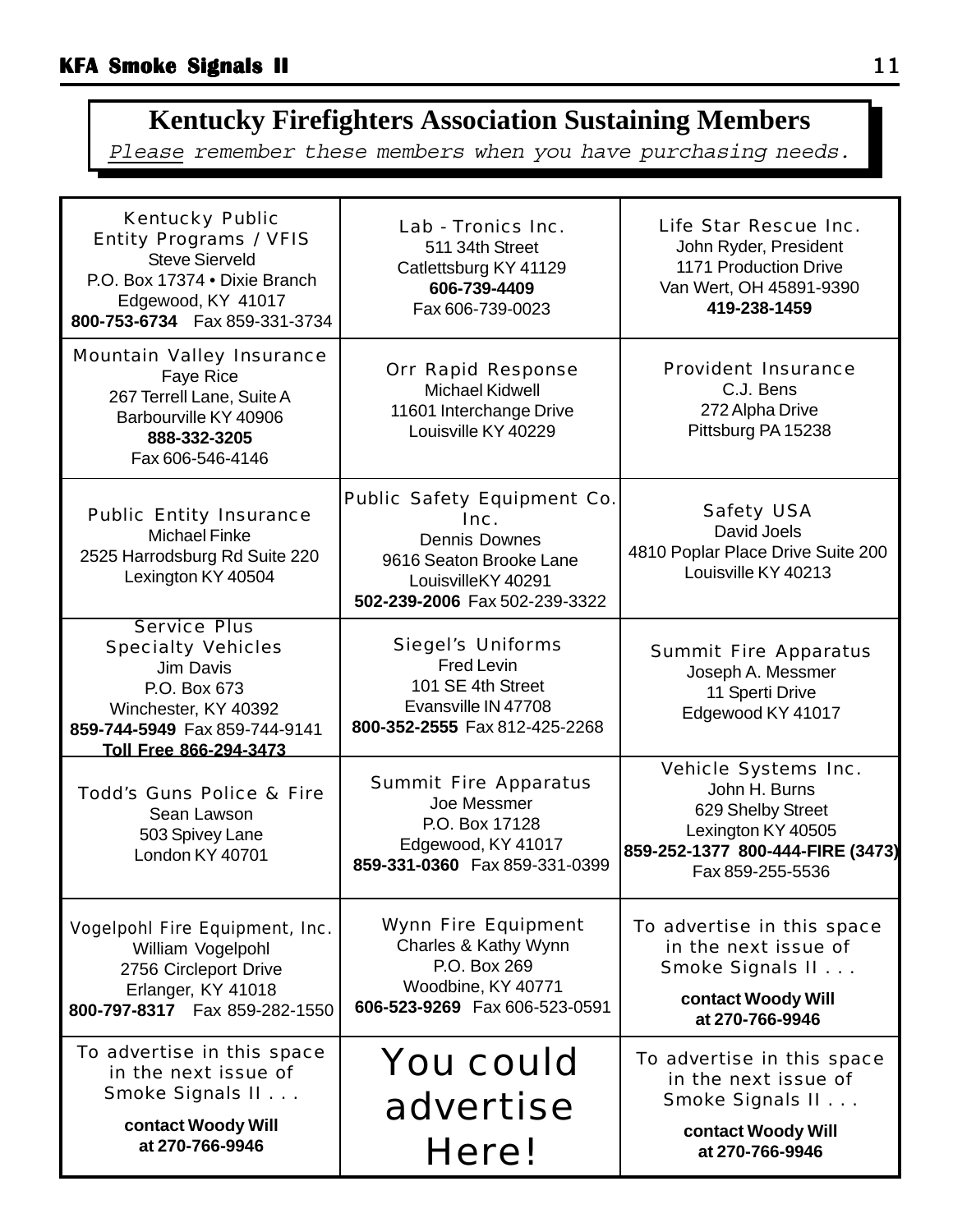# Kentucky Firefighters Association Sustaining Members

*Please remember these members when you have purchasing needs.*

| | | |
|---|---|---|
| Kentucky Public Entity Programs / VFIS<br>Steve Sierveld<br>P.O. Box 17374 • Dixie Branch<br>Edgewood, KY 41017<br>**800-753-6734** Fax 859-331-3734 | Lab - Tronics Inc.<br>511 34th Street<br>Catlettsburg KY 41129<br>**606-739-4409**<br>Fax 606-739-0023 | Life Star Rescue Inc.<br>John Ryder, President<br>1171 Production Drive<br>Van Wert, OH 45891-9390<br>**419-238-1459** |
| Mountain Valley Insurance<br>Faye Rice<br>267 Terrell Lane, Suite A<br>Barbourville KY 40906<br>**888-332-3205**<br>Fax 606-546-4146 | Orr Rapid Response<br>Michael Kidwell<br>11601 Interchange Drive<br>Louisville KY 40229 | Provident Insurance<br>C.J. Bens<br>272 Alpha Drive<br>Pittsburg PA 15238 |
| Public Entity Insurance<br>Michael Finke<br>2525 Harrodsburg Rd Suite 220<br>Lexington KY 40504 | Public Safety Equipment Co. Inc.<br>Dennis Downes<br>9616 Seaton Brooke Lane<br>LouisvilleKY 40291<br>**502-239-2006** Fax 502-239-3322 | Safety USA<br>David Joels<br>4810 Poplar Place Drive Suite 200<br>Louisville KY 40213 |
| Service Plus Specialty Vehicles<br>Jim Davis<br>P.O. Box 673<br>Winchester, KY 40392<br>**859-744-5949** Fax 859-744-9141<br>**Toll Free 866-294-3473** | Siegel's Uniforms<br>Fred Levin<br>101 SE 4th Street<br>Evansville IN 47708<br>**800-352-2555** Fax 812-425-2268 | Summit Fire Apparatus<br>Joseph A. Messmer<br>11 Sperti Drive<br>Edgewood KY 41017 |
| Todd's Guns Police & Fire<br>Sean Lawson<br>503 Spivey Lane<br>London KY 40701 | Summit Fire Apparatus<br>Joe Messmer<br>P.O. Box 17128<br>Edgewood, KY 41017<br>**859-331-0360** Fax 859-331-0399 | Vehicle Systems Inc.<br>John H. Burns<br>629 Shelby Street<br>Lexington KY 40505<br>**859-252-1377 800-444-FIRE (3473)**<br>Fax 859-255-5536 |
| Vogelpohl Fire Equipment, Inc.<br>William Vogelpohl<br>2756 Circleport Drive<br>Erlanger, KY 41018<br>**800-797-8317** Fax 859-282-1550 | Wynn Fire Equipment<br>Charles & Kathy Wynn<br>P.O. Box 269<br>Woodbine, KY 40771<br>**606-523-9269** Fax 606-523-0591 | To advertise in this space in the next issue of Smoke Signals II . . .<br>**contact Woody Will at 270-766-9946** |
| To advertise in this space in the next issue of Smoke Signals II . . .<br>**contact Woody Will at 270-766-9946** | You could advertise Here! | To advertise in this space in the next issue of Smoke Signals II . . .<br>**contact Woody Will at 270-766-9946** |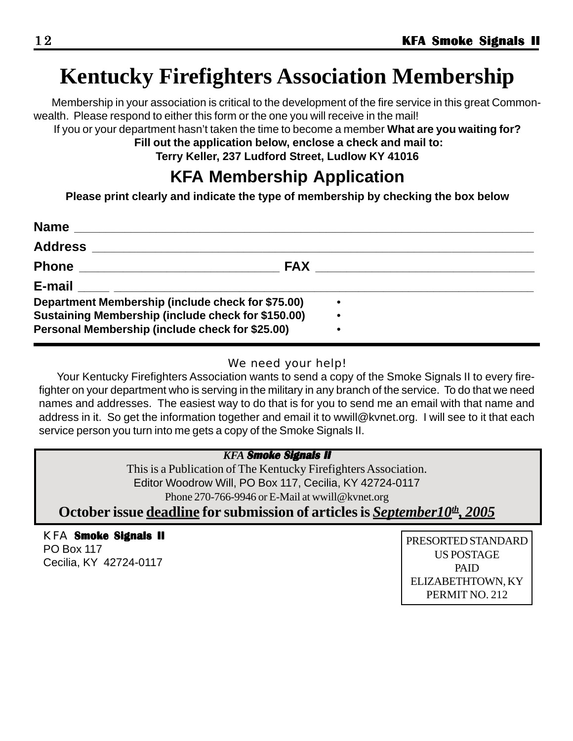# Kentucky Firefighters Association Membership

Membership in your association is critical to the development of the fire service in this great Commonwealth. Please respond to either this form or the one you will receive in the mail!

If you or your department hasn't taken the time to become a member **What are you waiting for?**

**Fill out the application below, enclose a check and mail to:**

**Terry Keller, 237 Ludford Street, Ludlow KY 41016**

## KFA Membership Application

**Please print clearly and indicate the type of membership by checking the box below**

**Name** ______________________________________________________________

**Address** ____________________________________________________________

**Phone** ____________________________ **FAX** ________________________________

**E-mail** ____ ________________________________________________________

**Department Membership (include check for $75.00)** •

**Sustaining Membership (include check for $150.00)** •

**Personal Membership (include check for $25.00)** •

---

We need your help!

Your Kentucky Firefighters Association wants to send a copy of the Smoke Signals II to every firefighter on your department who is serving in the military in any branch of the service. To do that we need names and addresses. The easiest way to do that is for you to send me an email with that name and address in it. So get the information together and email it to wwill@kvnet.org. I will see to it that each service person you turn into me gets a copy of the Smoke Signals II.

*KFA* ***Smoke Signals II***

This is a Publication of The Kentucky Firefighters Association.

Editor Woodrow Will, PO Box 117, Cecilia, KY 42724-0117

Phone 270-766-9946 or E-Mail at wwill@kvnet.org

**October issue deadline for submission of articles is *September10th, 2005***

KFA **Smoke Signals II**
PO Box 117
Cecilia, KY 42724-0117

PRESORTED STANDARD
US POSTAGE
PAID
ELIZABETHTOWN, KY
PERMIT NO. 212